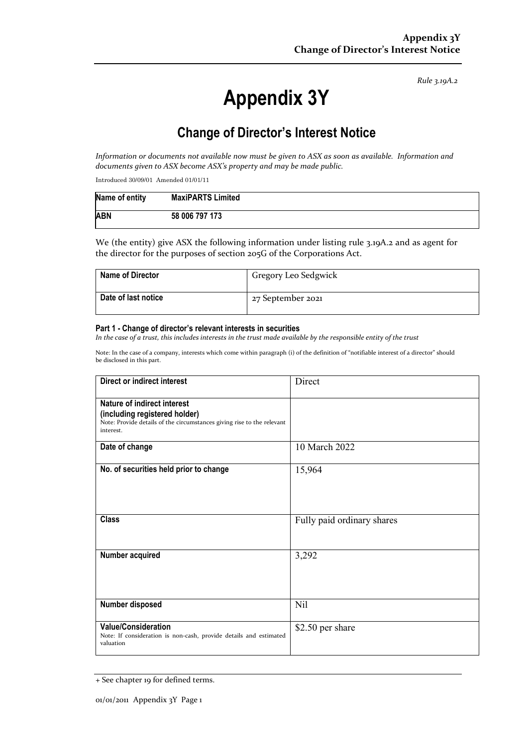*Rule 3.19A.2*

# Appendix 3Y

## Change of Director's Interest Notice

*Information or documents not available now must be given to ASX as soon as available. Information and documents given to ASX become ASX's property and may be made public.*

Introduced 30/09/01 Amended 01/01/11

| Name of entity | MaxiPARTS Limited |
|---|---|
| ABN | 58 006 797 173 |

We (the entity) give ASX the following information under listing rule 3.19A.2 and as agent for the director for the purposes of section 205G of the Corporations Act.

| Name of Director | Gregory Leo Sedgwick |
|---|---|
| Date of last notice | 27 September 2021 |

**Part 1 - Change of director's relevant interests in securities**
*In the case of a trust, this includes interests in the trust made available by the responsible entity of the trust*

Note: In the case of a company, interests which come within paragraph (i) of the definition of "notifiable interest of a director" should be disclosed in this part.

| Direct or indirect interest | Direct |
|---|---|
| **Nature of indirect interest (including registered holder)** Note: Provide details of the circumstances giving rise to the relevant interest. | |
| **Date of change** | 10 March 2022 |
| **No. of securities held prior to change** | 15,964 |
| **Class** | Fully paid ordinary shares |
| **Number acquired** | 3,292 |
| **Number disposed** | Nil |
| **Value/Consideration** Note: If consideration is non-cash, provide details and estimated valuation | $2.50 per share |

+ See chapter 19 for defined terms.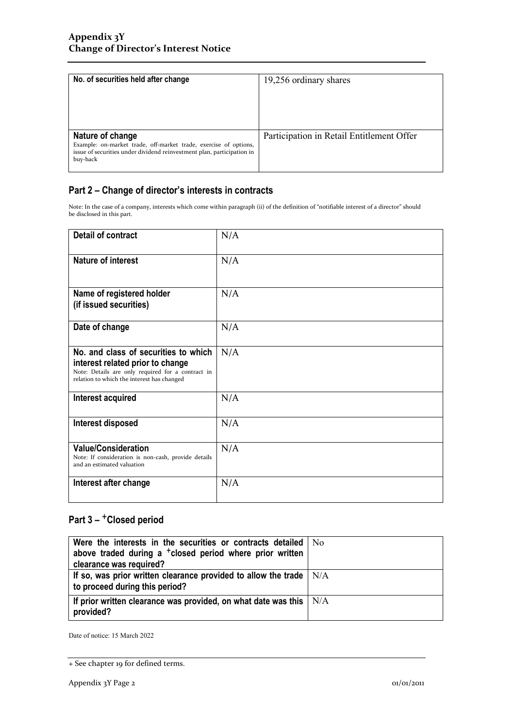| | |
|---|---|
| **No. of securities held after change** | 19,256 ordinary shares |
| **Nature of change**<br>Example: on-market trade, off-market trade, exercise of options, issue of securities under dividend reinvestment plan, participation in buy-back | Participation in Retail Entitlement Offer |

## Part 2 – Change of director's interests in contracts

Note: In the case of a company, interests which come within paragraph (ii) of the definition of "notifiable interest of a director" should be disclosed in this part.

| | |
|---|---|
| **Detail of contract** | N/A |
| **Nature of interest** | N/A |
| **Name of registered holder (if issued securities)** | N/A |
| **Date of change** | N/A |
| **No. and class of securities to which interest related prior to change**<br>Note: Details are only required for a contract in relation to which the interest has changed | N/A |
| **Interest acquired** | N/A |
| **Interest disposed** | N/A |
| **Value/Consideration**<br>Note: If consideration is non-cash, provide details and an estimated valuation | N/A |
| **Interest after change** | N/A |

## Part 3 – +Closed period

| | |
|---|---|
| **Were the interests in the securities or contracts detailed above traded during a +closed period where prior written clearance was required?** | No |
| **If so, was prior written clearance provided to allow the trade to proceed during this period?** | N/A |
| **If prior written clearance was provided, on what date was this provided?** | N/A |

Date of notice: 15 March 2022

+ See chapter 19 for defined terms.